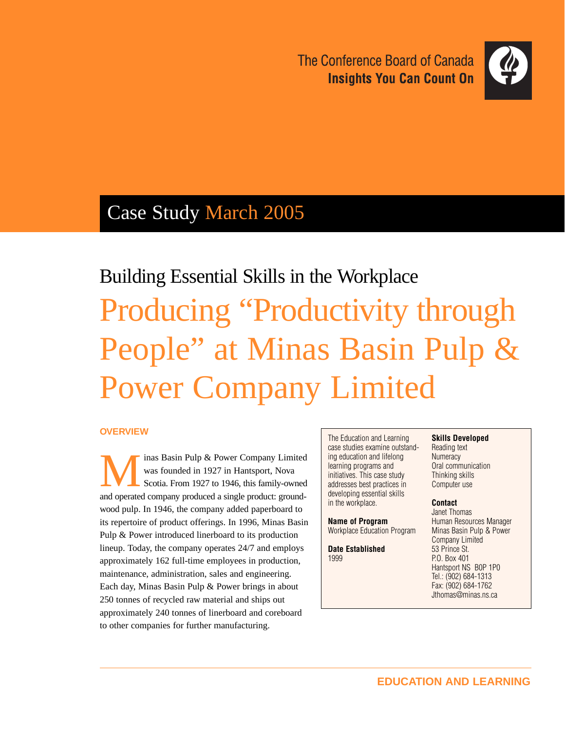The Conference Board of Canada
**Insights You Can Count On**

Case Study March 2005

## Building Essential Skills in the Workplace

# Producing "Productivity through People" at Minas Basin Pulp & Power Company Limited

### OVERVIEW

Minas Basin Pulp & Power Company Limited was founded in 1927 in Hantsport, Nova Scotia. From 1927 to 1946, this family-owned and operated company produced a single product: groundwood pulp. In 1946, the company added paperboard to its repertoire of product offerings. In 1996, Minas Basin Pulp & Power introduced linerboard to its production lineup. Today, the company operates 24/7 and employs approximately 162 full-time employees in production, maintenance, administration, sales and engineering. Each day, Minas Basin Pulp & Power brings in about 250 tonnes of recycled raw material and ships out approximately 240 tonnes of linerboard and coreboard to other companies for further manufacturing.

The Education and Learning case studies examine outstanding education and lifelong learning programs and initiatives. This case study addresses best practices in developing essential skills in the workplace.

**Name of Program**
Workplace Education Program

**Date Established**
1999

**Skills Developed**
Reading text
Numeracy
Oral communication
Thinking skills
Computer use

**Contact**
Janet Thomas
Human Resources Manager
Minas Basin Pulp & Power Company Limited
53 Prince St.
P.O. Box 401
Hantsport NS B0P 1P0
Tel.: (902) 684-1313
Fax: (902) 684-1762
Jthomas@minas.ns.ca

EDUCATION AND LEARNING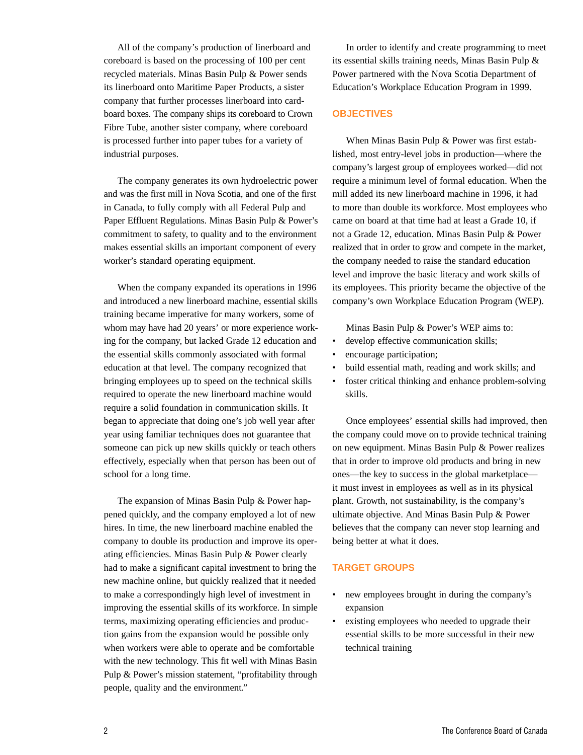All of the company's production of linerboard and coreboard is based on the processing of 100 per cent recycled materials. Minas Basin Pulp & Power sends its linerboard onto Maritime Paper Products, a sister company that further processes linerboard into cardboard boxes. The company ships its coreboard to Crown Fibre Tube, another sister company, where coreboard is processed further into paper tubes for a variety of industrial purposes.

The company generates its own hydroelectric power and was the first mill in Nova Scotia, and one of the first in Canada, to fully comply with all Federal Pulp and Paper Effluent Regulations. Minas Basin Pulp & Power's commitment to safety, to quality and to the environment makes essential skills an important component of every worker's standard operating equipment.

When the company expanded its operations in 1996 and introduced a new linerboard machine, essential skills training became imperative for many workers, some of whom may have had 20 years' or more experience working for the company, but lacked Grade 12 education and the essential skills commonly associated with formal education at that level. The company recognized that bringing employees up to speed on the technical skills required to operate the new linerboard machine would require a solid foundation in communication skills. It began to appreciate that doing one's job well year after year using familiar techniques does not guarantee that someone can pick up new skills quickly or teach others effectively, especially when that person has been out of school for a long time.

The expansion of Minas Basin Pulp & Power happened quickly, and the company employed a lot of new hires. In time, the new linerboard machine enabled the company to double its production and improve its operating efficiencies. Minas Basin Pulp & Power clearly had to make a significant capital investment to bring the new machine online, but quickly realized that it needed to make a correspondingly high level of investment in improving the essential skills of its workforce. In simple terms, maximizing operating efficiencies and production gains from the expansion would be possible only when workers were able to operate and be comfortable with the new technology. This fit well with Minas Basin Pulp & Power's mission statement, "profitability through people, quality and the environment."

In order to identify and create programming to meet its essential skills training needs, Minas Basin Pulp & Power partnered with the Nova Scotia Department of Education's Workplace Education Program in 1999.

## OBJECTIVES

When Minas Basin Pulp & Power was first established, most entry-level jobs in production—where the company's largest group of employees worked—did not require a minimum level of formal education. When the mill added its new linerboard machine in 1996, it had to more than double its workforce. Most employees who came on board at that time had at least a Grade 10, if not a Grade 12, education. Minas Basin Pulp & Power realized that in order to grow and compete in the market, the company needed to raise the standard education level and improve the basic literacy and work skills of its employees. This priority became the objective of the company's own Workplace Education Program (WEP).

Minas Basin Pulp & Power's WEP aims to:

- develop effective communication skills;
- encourage participation;
- build essential math, reading and work skills; and
- foster critical thinking and enhance problem-solving skills.

Once employees' essential skills had improved, then the company could move on to provide technical training on new equipment. Minas Basin Pulp & Power realizes that in order to improve old products and bring in new ones—the key to success in the global marketplace—it must invest in employees as well as in its physical plant. Growth, not sustainability, is the company's ultimate objective. And Minas Basin Pulp & Power believes that the company can never stop learning and being better at what it does.

## TARGET GROUPS

- new employees brought in during the company's expansion
- existing employees who needed to upgrade their essential skills to be more successful in their new technical training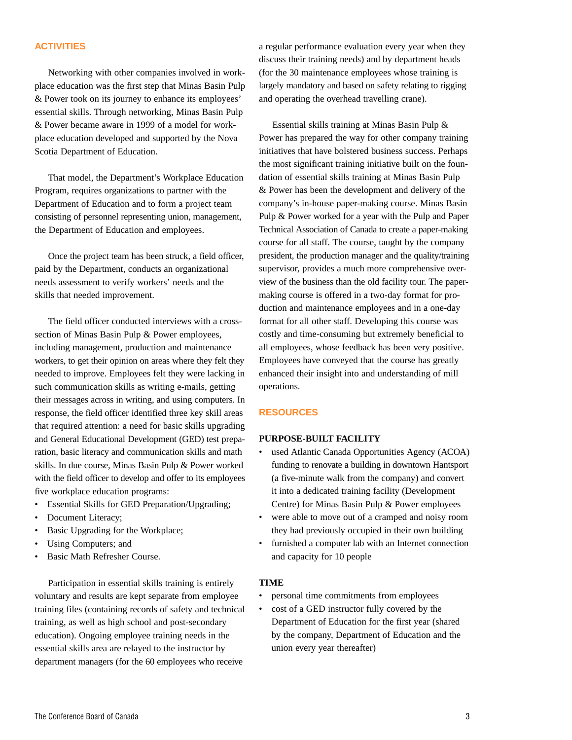## ACTIVITIES

Networking with other companies involved in workplace education was the first step that Minas Basin Pulp & Power took on its journey to enhance its employees' essential skills. Through networking, Minas Basin Pulp & Power became aware in 1999 of a model for workplace education developed and supported by the Nova Scotia Department of Education.

That model, the Department's Workplace Education Program, requires organizations to partner with the Department of Education and to form a project team consisting of personnel representing union, management, the Department of Education and employees.

Once the project team has been struck, a field officer, paid by the Department, conducts an organizational needs assessment to verify workers' needs and the skills that needed improvement.

The field officer conducted interviews with a cross-section of Minas Basin Pulp & Power employees, including management, production and maintenance workers, to get their opinion on areas where they felt they needed to improve. Employees felt they were lacking in such communication skills as writing e-mails, getting their messages across in writing, and using computers. In response, the field officer identified three key skill areas that required attention: a need for basic skills upgrading and General Educational Development (GED) test preparation, basic literacy and communication skills and math skills. In due course, Minas Basin Pulp & Power worked with the field officer to develop and offer to its employees five workplace education programs:

- Essential Skills for GED Preparation/Upgrading;
- Document Literacy;
- Basic Upgrading for the Workplace;
- Using Computers; and
- Basic Math Refresher Course.

Participation in essential skills training is entirely voluntary and results are kept separate from employee training files (containing records of safety and technical training, as well as high school and post-secondary education). Ongoing employee training needs in the essential skills area are relayed to the instructor by department managers (for the 60 employees who receive a regular performance evaluation every year when they discuss their training needs) and by department heads (for the 30 maintenance employees whose training is largely mandatory and based on safety relating to rigging and operating the overhead travelling crane).

Essential skills training at Minas Basin Pulp & Power has prepared the way for other company training initiatives that have bolstered business success. Perhaps the most significant training initiative built on the foundation of essential skills training at Minas Basin Pulp & Power has been the development and delivery of the company's in-house paper-making course. Minas Basin Pulp & Power worked for a year with the Pulp and Paper Technical Association of Canada to create a paper-making course for all staff. The course, taught by the company president, the production manager and the quality/training supervisor, provides a much more comprehensive overview of the business than the old facility tour. The paper-making course is offered in a two-day format for production and maintenance employees and in a one-day format for all other staff. Developing this course was costly and time-consuming but extremely beneficial to all employees, whose feedback has been very positive. Employees have conveyed that the course has greatly enhanced their insight into and understanding of mill operations.

## RESOURCES

### PURPOSE-BUILT FACILITY

- used Atlantic Canada Opportunities Agency (ACOA) funding to renovate a building in downtown Hantsport (a five-minute walk from the company) and convert it into a dedicated training facility (Development Centre) for Minas Basin Pulp & Power employees
- were able to move out of a cramped and noisy room they had previously occupied in their own building
- furnished a computer lab with an Internet connection and capacity for 10 people

### TIME

- personal time commitments from employees
- cost of a GED instructor fully covered by the Department of Education for the first year (shared by the company, Department of Education and the union every year thereafter)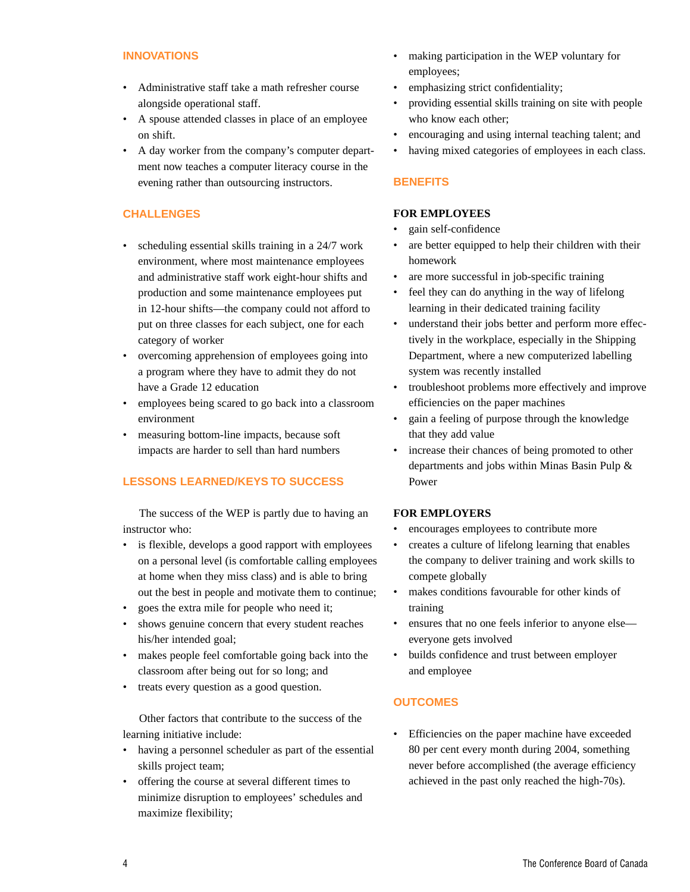## INNOVATIONS

- Administrative staff take a math refresher course alongside operational staff.
- A spouse attended classes in place of an employee on shift.
- A day worker from the company's computer department now teaches a computer literacy course in the evening rather than outsourcing instructors.

## CHALLENGES

- scheduling essential skills training in a 24/7 work environment, where most maintenance employees and administrative staff work eight-hour shifts and production and some maintenance employees put in 12-hour shifts—the company could not afford to put on three classes for each subject, one for each category of worker
- overcoming apprehension of employees going into a program where they have to admit they do not have a Grade 12 education
- employees being scared to go back into a classroom environment
- measuring bottom-line impacts, because soft impacts are harder to sell than hard numbers

## LESSONS LEARNED/KEYS TO SUCCESS

The success of the WEP is partly due to having an instructor who:

- is flexible, develops a good rapport with employees on a personal level (is comfortable calling employees at home when they miss class) and is able to bring out the best in people and motivate them to continue;
- goes the extra mile for people who need it;
- shows genuine concern that every student reaches his/her intended goal;
- makes people feel comfortable going back into the classroom after being out for so long; and
- treats every question as a good question.

Other factors that contribute to the success of the learning initiative include:

- having a personnel scheduler as part of the essential skills project team;
- offering the course at several different times to minimize disruption to employees' schedules and maximize flexibility;
- making participation in the WEP voluntary for employees;
- emphasizing strict confidentiality;
- providing essential skills training on site with people who know each other;
- encouraging and using internal teaching talent; and
- having mixed categories of employees in each class.

## BENEFITS

**FOR EMPLOYEES**

- gain self-confidence
- are better equipped to help their children with their homework
- are more successful in job-specific training
- feel they can do anything in the way of lifelong learning in their dedicated training facility
- understand their jobs better and perform more effectively in the workplace, especially in the Shipping Department, where a new computerized labelling system was recently installed
- troubleshoot problems more effectively and improve efficiencies on the paper machines
- gain a feeling of purpose through the knowledge that they add value
- increase their chances of being promoted to other departments and jobs within Minas Basin Pulp & Power

**FOR EMPLOYERS**

- encourages employees to contribute more
- creates a culture of lifelong learning that enables the company to deliver training and work skills to compete globally
- makes conditions favourable for other kinds of training
- ensures that no one feels inferior to anyone else—everyone gets involved
- builds confidence and trust between employer and employee

## OUTCOMES

- Efficiencies on the paper machine have exceeded 80 per cent every month during 2004, something never before accomplished (the average efficiency achieved in the past only reached the high-70s).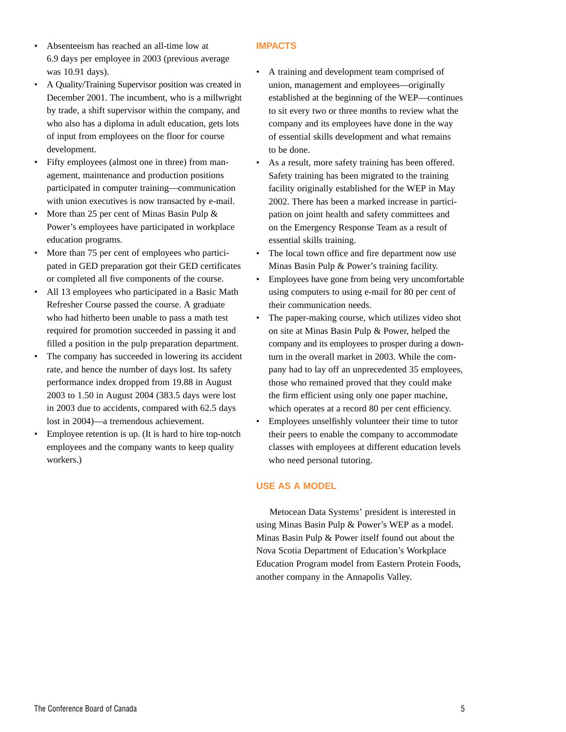- Absenteeism has reached an all-time low at 6.9 days per employee in 2003 (previous average was 10.91 days).
- A Quality/Training Supervisor position was created in December 2001. The incumbent, who is a millwright by trade, a shift supervisor within the company, and who also has a diploma in adult education, gets lots of input from employees on the floor for course development.
- Fifty employees (almost one in three) from management, maintenance and production positions participated in computer training—communication with union executives is now transacted by e-mail.
- More than 25 per cent of Minas Basin Pulp & Power's employees have participated in workplace education programs.
- More than 75 per cent of employees who participated in GED preparation got their GED certificates or completed all five components of the course.
- All 13 employees who participated in a Basic Math Refresher Course passed the course. A graduate who had hitherto been unable to pass a math test required for promotion succeeded in passing it and filled a position in the pulp preparation department.
- The company has succeeded in lowering its accident rate, and hence the number of days lost. Its safety performance index dropped from 19.88 in August 2003 to 1.50 in August 2004 (383.5 days were lost in 2003 due to accidents, compared with 62.5 days lost in 2004)—a tremendous achievement.
- Employee retention is up. (It is hard to hire top-notch employees and the company wants to keep quality workers.)

## IMPACTS

- A training and development team comprised of union, management and employees—originally established at the beginning of the WEP—continues to sit every two or three months to review what the company and its employees have done in the way of essential skills development and what remains to be done.
- As a result, more safety training has been offered. Safety training has been migrated to the training facility originally established for the WEP in May 2002. There has been a marked increase in participation on joint health and safety committees and on the Emergency Response Team as a result of essential skills training.
- The local town office and fire department now use Minas Basin Pulp & Power's training facility.
- Employees have gone from being very uncomfortable using computers to using e-mail for 80 per cent of their communication needs.
- The paper-making course, which utilizes video shot on site at Minas Basin Pulp & Power, helped the company and its employees to prosper during a downturn in the overall market in 2003. While the company had to lay off an unprecedented 35 employees, those who remained proved that they could make the firm efficient using only one paper machine, which operates at a record 80 per cent efficiency.
- Employees unselfishly volunteer their time to tutor their peers to enable the company to accommodate classes with employees at different education levels who need personal tutoring.

## USE AS A MODEL

Metocean Data Systems' president is interested in using Minas Basin Pulp & Power's WEP as a model. Minas Basin Pulp & Power itself found out about the Nova Scotia Department of Education's Workplace Education Program model from Eastern Protein Foods, another company in the Annapolis Valley.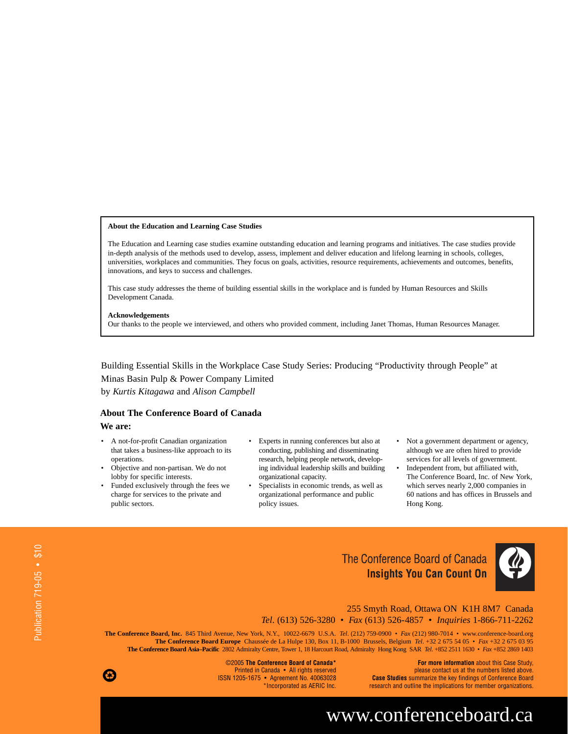**About the Education and Learning Case Studies**

The Education and Learning case studies examine outstanding education and learning programs and initiatives. The case studies provide in-depth analysis of the methods used to develop, assess, implement and deliver education and lifelong learning in schools, colleges, universities, workplaces and communities. They focus on goals, activities, resource requirements, achievements and outcomes, benefits, innovations, and keys to success and challenges.

This case study addresses the theme of building essential skills in the workplace and is funded by Human Resources and Skills Development Canada.

**Acknowledgements**
Our thanks to the people we interviewed, and others who provided comment, including Janet Thomas, Human Resources Manager.

Building Essential Skills in the Workplace Case Study Series: Producing "Productivity through People" at Minas Basin Pulp & Power Company Limited
by *Kurtis Kitagawa* and *Alison Campbell*

## About The Conference Board of Canada

### We are:

- A not-for-profit Canadian organization that takes a business-like approach to its operations.
- Objective and non-partisan. We do not lobby for specific interests.
- Funded exclusively through the fees we charge for services to the private and public sectors.
- Experts in running conferences but also at conducting, publishing and disseminating research, helping people network, developing individual leadership skills and building organizational capacity.
- Specialists in economic trends, as well as organizational performance and public policy issues.
- Not a government department or agency, although we are often hired to provide services for all levels of government.
- Independent from, but affiliated with, The Conference Board, Inc. of New York, which serves nearly 2,000 companies in 60 nations and has offices in Brussels and Hong Kong.

Publication 719-05 • $10

The Conference Board of Canada
**Insights You Can Count On**

255 Smyth Road, Ottawa ON K1H 8M7 Canada
*Tel.* (613) 526-3280 • *Fax* (613) 526-4857 • *Inquiries* 1-866-711-2262

**The Conference Board, Inc.** 845 Third Avenue, New York, N.Y., 10022-6679 U.S.A. *Tel.* (212) 759-0900 • *Fax* (212) 980-7014 • www.conference-board.org
**The Conference Board Europe** Chaussée de La Hulpe 130, Box 11, B-1000 Brussels, Belgium *Tel.* +32 2 675 54 05 • *Fax* +32 2 675 03 95
**The Conference Board Asia–Pacific** 2802 Admiralty Centre, Tower 1, 18 Harcourt Road, Admiralty Hong Kong SAR *Tel.* +852 2511 1630 • *Fax* +852 2869 1403

©2005 **The Conference Board of Canada***
Printed in Canada • All rights reserved
ISSN 1205-1675 • Agreement No. 40063028
*Incorporated as AERIC Inc.

**For more information** about this Case Study, please contact us at the numbers listed above.
**Case Studies** summarize the key findings of Conference Board research and outline the implications for member organizations.

www.conferenceboard.ca